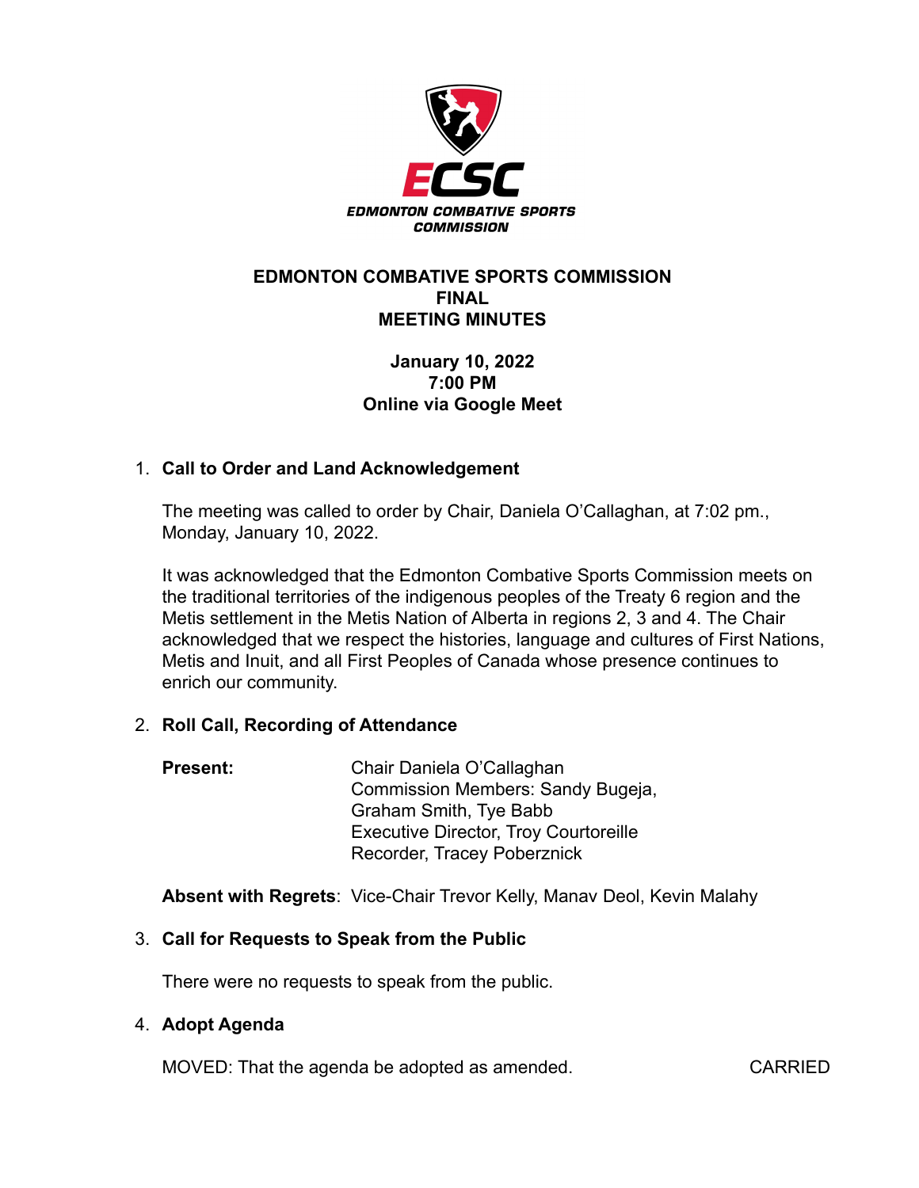EDMONTON COMBATIVE SPORTS COMMISSION

# EDMONTON COMBATIVE SPORTS COMMISSION
## FINAL
## MEETING MINUTES

**January 10, 2022**
**7:00 PM**
**Online via Google Meet**

1. **Call to Order and Land Acknowledgement**

   The meeting was called to order by Chair, Daniela O'Callaghan, at 7:02 pm., Monday, January 10, 2022.

   It was acknowledged that the Edmonton Combative Sports Commission meets on the traditional territories of the indigenous peoples of the Treaty 6 region and the Metis settlement in the Metis Nation of Alberta in regions 2, 3 and 4. The Chair acknowledged that we respect the histories, language and cultures of First Nations, Metis and Inuit, and all First Peoples of Canada whose presence continues to enrich our community.

2. **Roll Call, Recording of Attendance**

   **Present:**
   Chair Daniela O'Callaghan
   Commission Members: Sandy Bugeja, Graham Smith, Tye Babb
   Executive Director, Troy Courtoreille
   Recorder, Tracey Poberznick

   **Absent with Regrets**: Vice-Chair Trevor Kelly, Manav Deol, Kevin Malahy

3. **Call for Requests to Speak from the Public**

   There were no requests to speak from the public.

4. **Adopt Agenda**

   MOVED: That the agenda be adopted as amended. CARRIED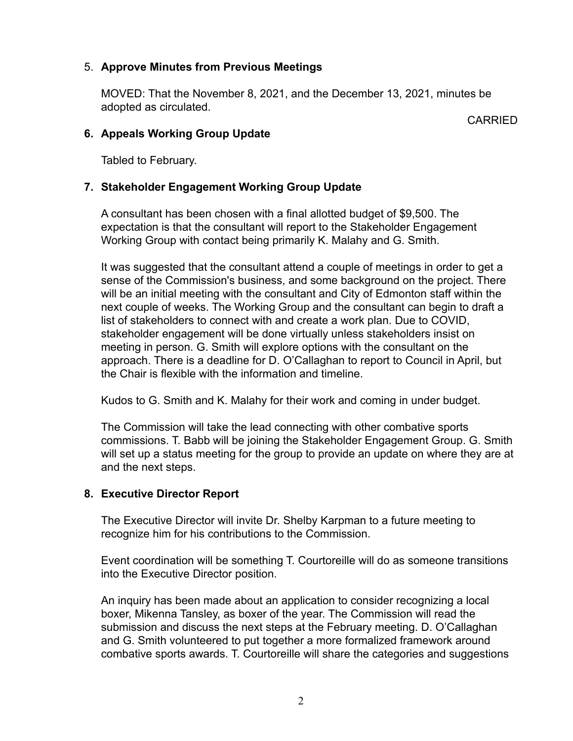5. **Approve Minutes from Previous Meetings**

   MOVED: That the November 8, 2021, and the December 13, 2021, minutes be adopted as circulated.

   CARRIED

6. **Appeals Working Group Update**

   Tabled to February.

7. **Stakeholder Engagement Working Group Update**

   A consultant has been chosen with a final allotted budget of $9,500. The expectation is that the consultant will report to the Stakeholder Engagement Working Group with contact being primarily K. Malahy and G. Smith.

   It was suggested that the consultant attend a couple of meetings in order to get a sense of the Commission's business, and some background on the project. There will be an initial meeting with the consultant and City of Edmonton staff within the next couple of weeks. The Working Group and the consultant can begin to draft a list of stakeholders to connect with and create a work plan. Due to COVID, stakeholder engagement will be done virtually unless stakeholders insist on meeting in person. G. Smith will explore options with the consultant on the approach. There is a deadline for D. O'Callaghan to report to Council in April, but the Chair is flexible with the information and timeline.

   Kudos to G. Smith and K. Malahy for their work and coming in under budget.

   The Commission will take the lead connecting with other combative sports commissions. T. Babb will be joining the Stakeholder Engagement Group. G. Smith will set up a status meeting for the group to provide an update on where they are at and the next steps.

8. **Executive Director Report**

   The Executive Director will invite Dr. Shelby Karpman to a future meeting to recognize him for his contributions to the Commission.

   Event coordination will be something T. Courtoreille will do as someone transitions into the Executive Director position.

   An inquiry has been made about an application to consider recognizing a local boxer, Mikenna Tansley, as boxer of the year. The Commission will read the submission and discuss the next steps at the February meeting. D. O'Callaghan and G. Smith volunteered to put together a more formalized framework around combative sports awards. T. Courtoreille will share the categories and suggestions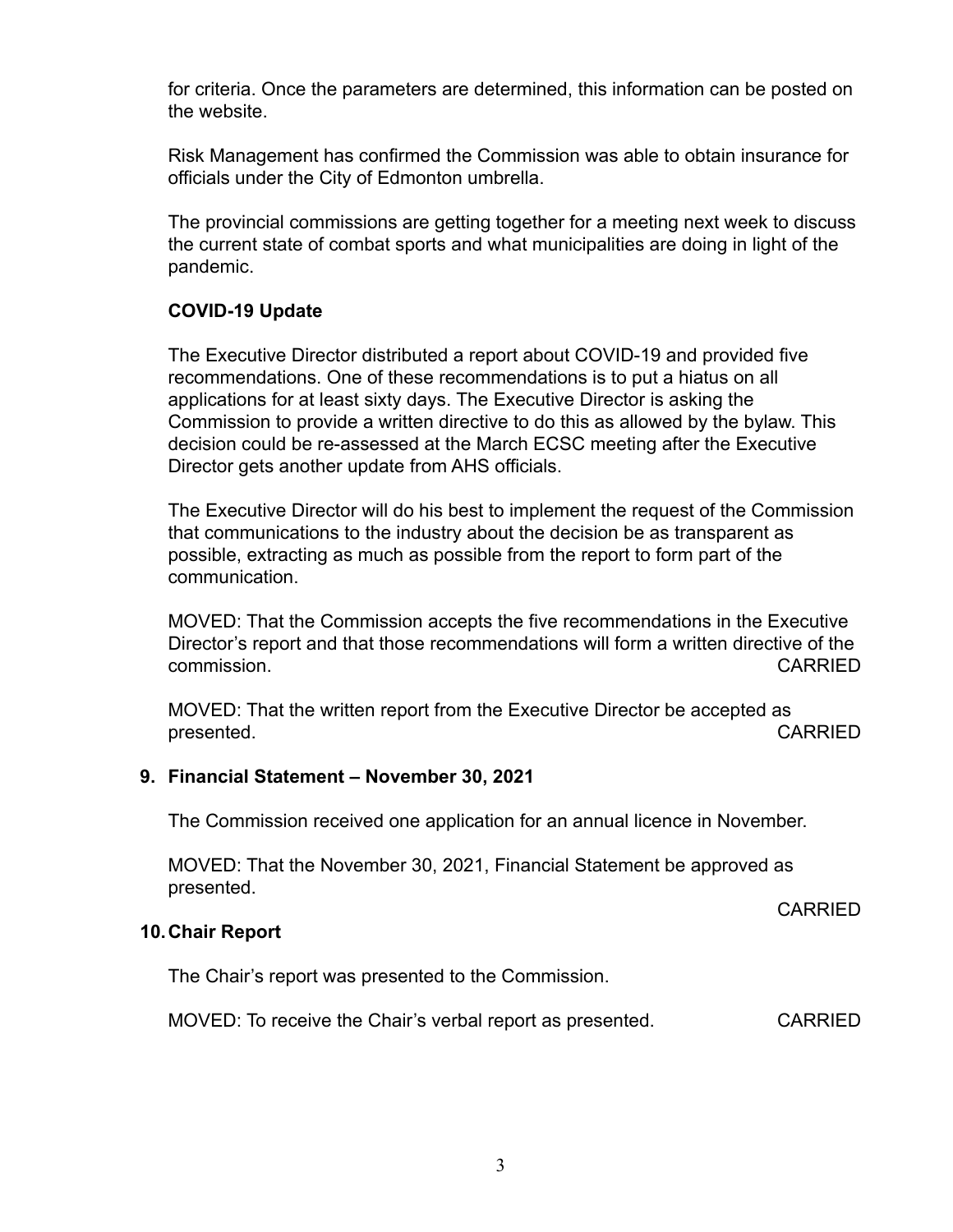for criteria. Once the parameters are determined, this information can be posted on the website.

Risk Management has confirmed the Commission was able to obtain insurance for officials under the City of Edmonton umbrella.

The provincial commissions are getting together for a meeting next week to discuss the current state of combat sports and what municipalities are doing in light of the pandemic.

**COVID-19 Update**

The Executive Director distributed a report about COVID-19 and provided five recommendations. One of these recommendations is to put a hiatus on all applications for at least sixty days. The Executive Director is asking the Commission to provide a written directive to do this as allowed by the bylaw. This decision could be re-assessed at the March ECSC meeting after the Executive Director gets another update from AHS officials.

The Executive Director will do his best to implement the request of the Commission that communications to the industry about the decision be as transparent as possible, extracting as much as possible from the report to form part of the communication.

MOVED: That the Commission accepts the five recommendations in the Executive Director's report and that those recommendations will form a written directive of the commission. CARRIED

MOVED: That the written report from the Executive Director be accepted as presented. CARRIED

## 9. Financial Statement – November 30, 2021

The Commission received one application for an annual licence in November.

MOVED: That the November 30, 2021, Financial Statement be approved as presented.

CARRIED

## 10. Chair Report

The Chair's report was presented to the Commission.

MOVED: To receive the Chair's verbal report as presented. CARRIED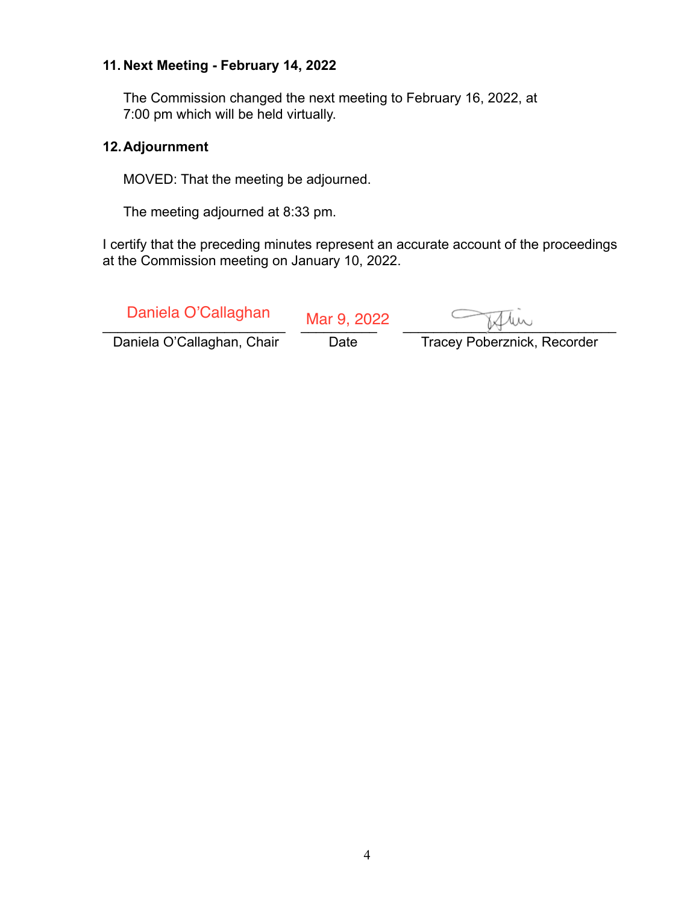**11. Next Meeting - February 14, 2022**

The Commission changed the next meeting to February 16, 2022, at 7:00 pm which will be held virtually.

**12. Adjournment**

MOVED: That the meeting be adjourned.

The meeting adjourned at 8:33 pm.

I certify that the preceding minutes represent an accurate account of the proceedings at the Commission meeting on January 10, 2022.

| Daniela O'Callaghan | Mar 9, 2022 | |
|---|---|---|
| Daniela O'Callaghan, Chair | Date | Tracey Poberznick, Recorder |